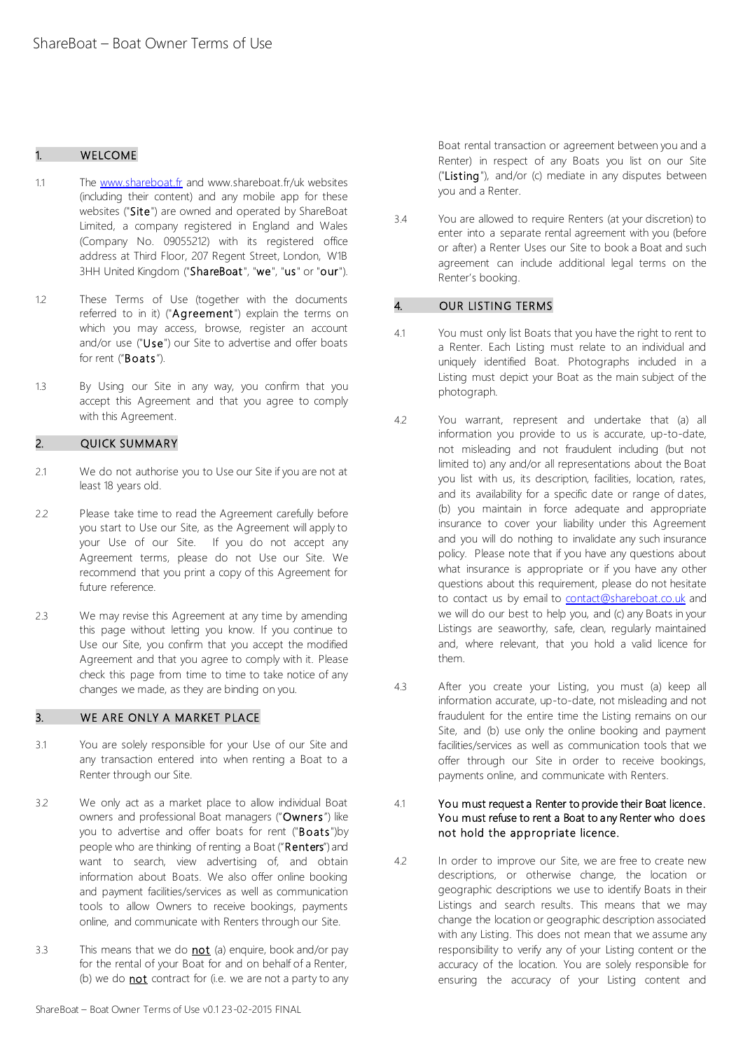# ShareBoat – Boat Owner Terms of Use

## 1. WELCOME

1.1 The www.shareboat.fr and www.shareboat.fr/uk websites (including their content) and any mobile app for these websites ("**Site**") are owned and operated by ShareBoat Limited, a company registered in England and Wales (Company No. 09055212) with its registered office address at Third Floor, 207 Regent Street, London, W1B 3HH United Kingdom ("**ShareBoat**", "**we**", "**us**" or "**our**").

1.2 These Terms of Use (together with the documents referred to in it) ("**Agreement**") explain the terms on which you may access, browse, register an account and/or use ("**Use**") our Site to advertise and offer boats for rent ("**Boats**").

1.3 By Using our Site in any way, you confirm that you accept this Agreement and that you agree to comply with this Agreement.

## 2. QUICK SUMMARY

2.1 We do not authorise you to Use our Site if you are not at least 18 years old.

2.2 Please take time to read the Agreement carefully before you start to Use our Site, as the Agreement will apply to your Use of our Site. If you do not accept any Agreement terms, please do not Use our Site. We recommend that you print a copy of this Agreement for future reference.

2.3 We may revise this Agreement at any time by amending this page without letting you know. If you continue to Use our Site, you confirm that you accept the modified Agreement and that you agree to comply with it. Please check this page from time to time to take notice of any changes we made, as they are binding on you.

## 3. WE ARE ONLY A MARKET PLACE

3.1 You are solely responsible for your Use of our Site and any transaction entered into when renting a Boat to a Renter through our Site.

3.2 We only act as a market place to allow individual Boat owners and professional Boat managers ("**Owners**") like you to advertise and offer boats for rent ("**Boats**")by people who are thinking of renting a Boat ("**Renters**") and want to search, view advertising of, and obtain information about Boats. We also offer online booking and payment facilities/services as well as communication tools to allow Owners to receive bookings, payments online, and communicate with Renters through our Site.

3.3 This means that we do **not** (a) enquire, book and/or pay for the rental of your Boat for and on behalf of a Renter, (b) we do **not** contract for (i.e. we are not a party to any Boat rental transaction or agreement between you and a Renter) in respect of any Boats you list on our Site ("**Listing**"), and/or (c) mediate in any disputes between you and a Renter.

3.4 You are allowed to require Renters (at your discretion) to enter into a separate rental agreement with you (before or after) a Renter Uses our Site to book a Boat and such agreement can include additional legal terms on the Renter's booking.

## 4. OUR LISTING TERMS

4.1 You must only list Boats that you have the right to rent to a Renter. Each Listing must relate to an individual and uniquely identified Boat. Photographs included in a Listing must depict your Boat as the main subject of the photograph.

4.2 You warrant, represent and undertake that (a) all information you provide to us is accurate, up-to-date, not misleading and not fraudulent including (but not limited to) any and/or all representations about the Boat you list with us, its description, facilities, location, rates, and its availability for a specific date or range of dates, (b) you maintain in force adequate and appropriate insurance to cover your liability under this Agreement and you will do nothing to invalidate any such insurance policy. Please note that if you have any questions about what insurance is appropriate or if you have any other questions about this requirement, please do not hesitate to contact us by email to contact@shareboat.co.uk and we will do our best to help you, and (c) any Boats in your Listings are seaworthy, safe, clean, regularly maintained and, where relevant, that you hold a valid licence for them.

4.3 After you create your Listing, you must (a) keep all information accurate, up-to-date, not misleading and not fraudulent for the entire time the Listing remains on our Site, and (b) use only the online booking and payment facilities/services as well as communication tools that we offer through our Site in order to receive bookings, payments online, and communicate with Renters.

4.1 **You must request a Renter to provide their Boat licence. You must refuse to rent a Boat to any Renter who does not hold the appropriate licence.**

4.2 In order to improve our Site, we are free to create new descriptions, or otherwise change, the location or geographic descriptions we use to identify Boats in their Listings and search results. This means that we may change the location or geographic description associated with any Listing. This does not mean that we assume any responsibility to verify any of your Listing content or the accuracy of the location. You are solely responsible for ensuring the accuracy of your Listing content and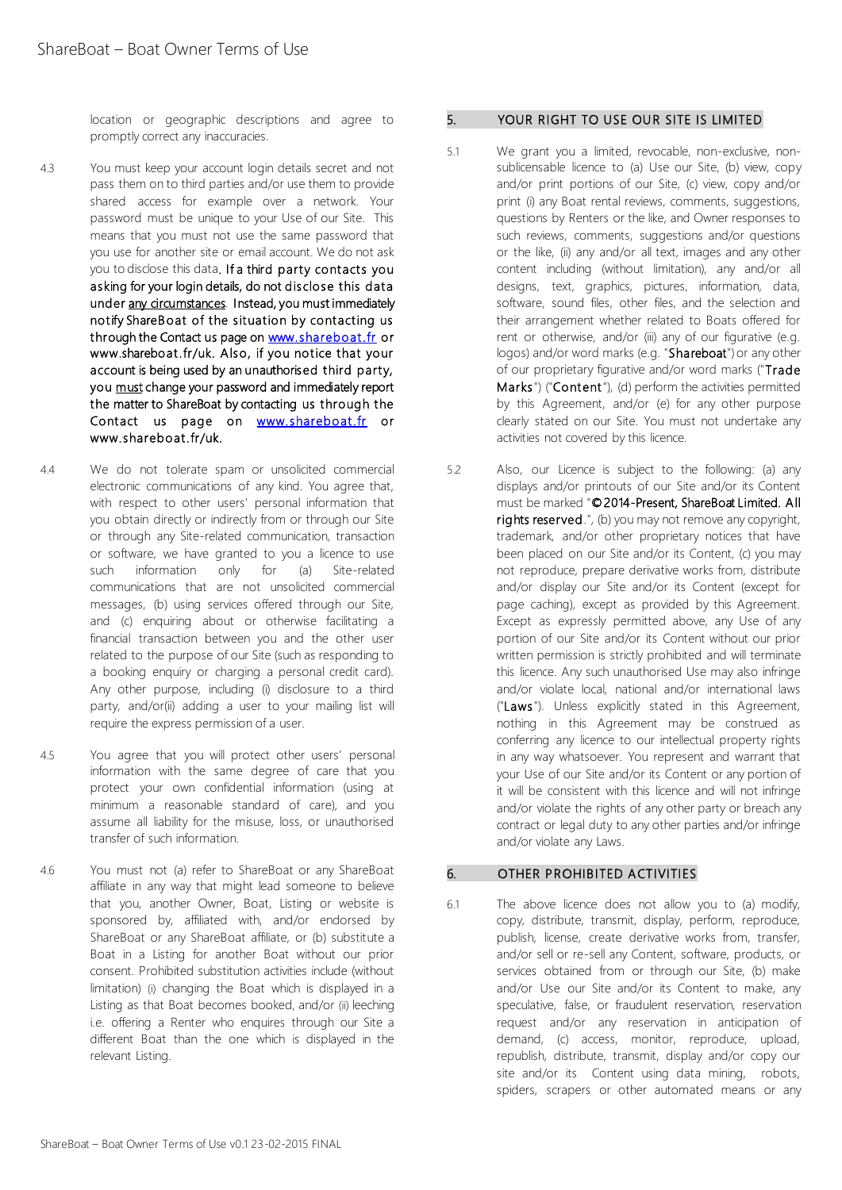location or geographic descriptions and agree to promptly correct any inaccuracies.

4.3 You must keep your account login details secret and not pass them on to third parties and/or use them to provide shared access for example over a network. Your password must be unique to your Use of our Site. This means that you must not use the same password that you use for another site or email account. We do not ask you to disclose this data. **If a third party contacts you asking for your login details, do not disclose this data under any circumstances. Instead, you must immediately notify ShareBoat of the situation by contacting us through the Contact us page on www.shareboat.fr or www.shareboat.fr/uk. Also, if you notice that your account is being used by an unauthorised third party, you must change your password and immediately report the matter to ShareBoat by contacting us through the Contact us page on www.shareboat.fr or www.shareboat.fr/uk.**

4.4 We do not tolerate spam or unsolicited commercial electronic communications of any kind. You agree that, with respect to other users' personal information that you obtain directly or indirectly from or through our Site or through any Site-related communication, transaction or software, we have granted to you a licence to use such information only for (a) Site-related communications that are not unsolicited commercial messages, (b) using services offered through our Site, and (c) enquiring about or otherwise facilitating a financial transaction between you and the other user related to the purpose of our Site (such as responding to a booking enquiry or charging a personal credit card). Any other purpose, including (i) disclosure to a third party, and/or(ii) adding a user to your mailing list will require the express permission of a user.

4.5 You agree that you will protect other users' personal information with the same degree of care that you protect your own confidential information (using at minimum a reasonable standard of care), and you assume all liability for the misuse, loss, or unauthorised transfer of such information.

4.6 You must not (a) refer to ShareBoat or any ShareBoat affiliate in any way that might lead someone to believe that you, another Owner, Boat, Listing or website is sponsored by, affiliated with, and/or endorsed by ShareBoat or any ShareBoat affiliate, or (b) substitute a Boat in a Listing for another Boat without our prior consent. Prohibited substitution activities include (without limitation) (i) changing the Boat which is displayed in a Listing as that Boat becomes booked, and/or (ii) leeching i.e. offering a Renter who enquires through our Site a different Boat than the one which is displayed in the relevant Listing.

## 5. YOUR RIGHT TO USE OUR SITE IS LIMITED

5.1 We grant you a limited, revocable, non-exclusive, non-sublicensable licence to (a) Use our Site, (b) view, copy and/or print portions of our Site, (c) view, copy and/or print (i) any Boat rental reviews, comments, suggestions, questions by Renters or the like, and Owner responses to such reviews, comments, suggestions and/or questions or the like, (ii) any and/or all text, images and any other content including (without limitation), any and/or all designs, text, graphics, pictures, information, data, software, sound files, other files, and the selection and their arrangement whether related to Boats offered for rent or otherwise, and/or (iii) any of our figurative (e.g. logos) and/or word marks (e.g. "**Shareboat**") or any other of our proprietary figurative and/or word marks ("**Trade Marks**") ("**Content**"), (d) perform the activities permitted by this Agreement, and/or (e) for any other purpose clearly stated on our Site. You must not undertake any activities not covered by this licence.

5.2 Also, our Licence is subject to the following: (a) any displays and/or printouts of our Site and/or its Content must be marked "**© 2014-Present, ShareBoat Limited. All rights reserved**.", (b) you may not remove any copyright, trademark, and/or other proprietary notices that have been placed on our Site and/or its Content, (c) you may not reproduce, prepare derivative works from, distribute and/or display our Site and/or its Content (except for page caching), except as provided by this Agreement. Except as expressly permitted above, any Use of any portion of our Site and/or its Content without our prior written permission is strictly prohibited and will terminate this licence. Any such unauthorised Use may also infringe and/or violate local, national and/or international laws ("**Laws**"). Unless explicitly stated in this Agreement, nothing in this Agreement may be construed as conferring any licence to our intellectual property rights in any way whatsoever. You represent and warrant that your Use of our Site and/or its Content or any portion of it will be consistent with this licence and will not infringe and/or violate the rights of any other party or breach any contract or legal duty to any other parties and/or infringe and/or violate any Laws.

## 6. OTHER PROHIBITED ACTIVITIES

6.1 The above licence does not allow you to (a) modify, copy, distribute, transmit, display, perform, reproduce, publish, license, create derivative works from, transfer, and/or sell or re-sell any Content, software, products, or services obtained from or through our Site, (b) make and/or Use our Site and/or its Content to make, any speculative, false, or fraudulent reservation, reservation request and/or any reservation in anticipation of demand, (c) access, monitor, reproduce, upload, republish, distribute, transmit, display and/or copy our site and/or its Content using data mining, robots, spiders, scrapers or other automated means or any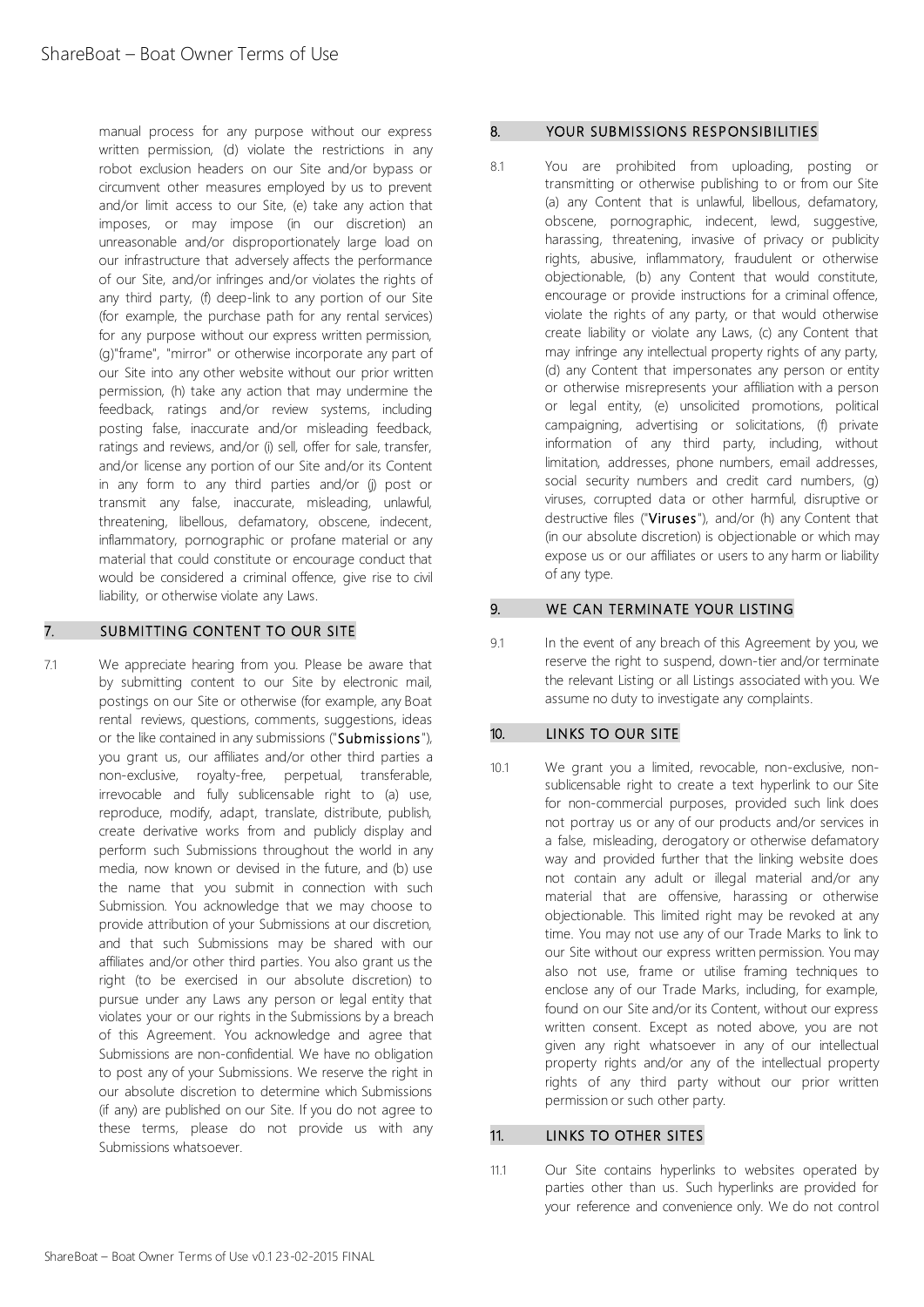manual process for any purpose without our express written permission, (d) violate the restrictions in any robot exclusion headers on our Site and/or bypass or circumvent other measures employed by us to prevent and/or limit access to our Site, (e) take any action that imposes, or may impose (in our discretion) an unreasonable and/or disproportionately large load on our infrastructure that adversely affects the performance of our Site, and/or infringes and/or violates the rights of any third party, (f) deep-link to any portion of our Site (for example, the purchase path for any rental services) for any purpose without our express written permission, (g)"frame", "mirror" or otherwise incorporate any part of our Site into any other website without our prior written permission, (h) take any action that may undermine the feedback, ratings and/or review systems, including posting false, inaccurate and/or misleading feedback, ratings and reviews, and/or (i) sell, offer for sale, transfer, and/or license any portion of our Site and/or its Content in any form to any third parties and/or (j) post or transmit any false, inaccurate, misleading, unlawful, threatening, libellous, defamatory, obscene, indecent, inflammatory, pornographic or profane material or any material that could constitute or encourage conduct that would be considered a criminal offence, give rise to civil liability, or otherwise violate any Laws.

## 7. SUBMITTING CONTENT TO OUR SITE

7.1 We appreciate hearing from you. Please be aware that by submitting content to our Site by electronic mail, postings on our Site or otherwise (for example, any Boat rental reviews, questions, comments, suggestions, ideas or the like contained in any submissions ("**Submissions**"), you grant us, our affiliates and/or other third parties a non-exclusive, royalty-free, perpetual, transferable, irrevocable and fully sublicensable right to (a) use, reproduce, modify, adapt, translate, distribute, publish, create derivative works from and publicly display and perform such Submissions throughout the world in any media, now known or devised in the future, and (b) use the name that you submit in connection with such Submission. You acknowledge that we may choose to provide attribution of your Submissions at our discretion, and that such Submissions may be shared with our affiliates and/or other third parties. You also grant us the right (to be exercised in our absolute discretion) to pursue under any Laws any person or legal entity that violates your or our rights in the Submissions by a breach of this Agreement. You acknowledge and agree that Submissions are non-confidential. We have no obligation to post any of your Submissions. We reserve the right in our absolute discretion to determine which Submissions (if any) are published on our Site. If you do not agree to these terms, please do not provide us with any Submissions whatsoever.

## 8. YOUR SUBMISSIONS RESPONSIBILITIES

8.1 You are prohibited from uploading, posting or transmitting or otherwise publishing to or from our Site (a) any Content that is unlawful, libellous, defamatory, obscene, pornographic, indecent, lewd, suggestive, harassing, threatening, invasive of privacy or publicity rights, abusive, inflammatory, fraudulent or otherwise objectionable, (b) any Content that would constitute, encourage or provide instructions for a criminal offence, violate the rights of any party, or that would otherwise create liability or violate any Laws, (c) any Content that may infringe any intellectual property rights of any party, (d) any Content that impersonates any person or entity or otherwise misrepresents your affiliation with a person or legal entity, (e) unsolicited promotions, political campaigning, advertising or solicitations, (f) private information of any third party, including, without limitation, addresses, phone numbers, email addresses, social security numbers and credit card numbers, (g) viruses, corrupted data or other harmful, disruptive or destructive files ("**Viruses**"), and/or (h) any Content that (in our absolute discretion) is objectionable or which may expose us or our affiliates or users to any harm or liability of any type.

## 9. WE CAN TERMINATE YOUR LISTING

9.1 In the event of any breach of this Agreement by you, we reserve the right to suspend, down-tier and/or terminate the relevant Listing or all Listings associated with you. We assume no duty to investigate any complaints.

## 10. LINKS TO OUR SITE

10.1 We grant you a limited, revocable, non-exclusive, non-sublicensable right to create a text hyperlink to our Site for non-commercial purposes, provided such link does not portray us or any of our products and/or services in a false, misleading, derogatory or otherwise defamatory way and provided further that the linking website does not contain any adult or illegal material and/or any material that are offensive, harassing or otherwise objectionable. This limited right may be revoked at any time. You may not use any of our Trade Marks to link to our Site without our express written permission. You may also not use, frame or utilise framing techniques to enclose any of our Trade Marks, including, for example, found on our Site and/or its Content, without our express written consent. Except as noted above, you are not given any right whatsoever in any of our intellectual property rights and/or any of the intellectual property rights of any third party without our prior written permission or such other party.

## 11. LINKS TO OTHER SITES

11.1 Our Site contains hyperlinks to websites operated by parties other than us. Such hyperlinks are provided for your reference and convenience only. We do not control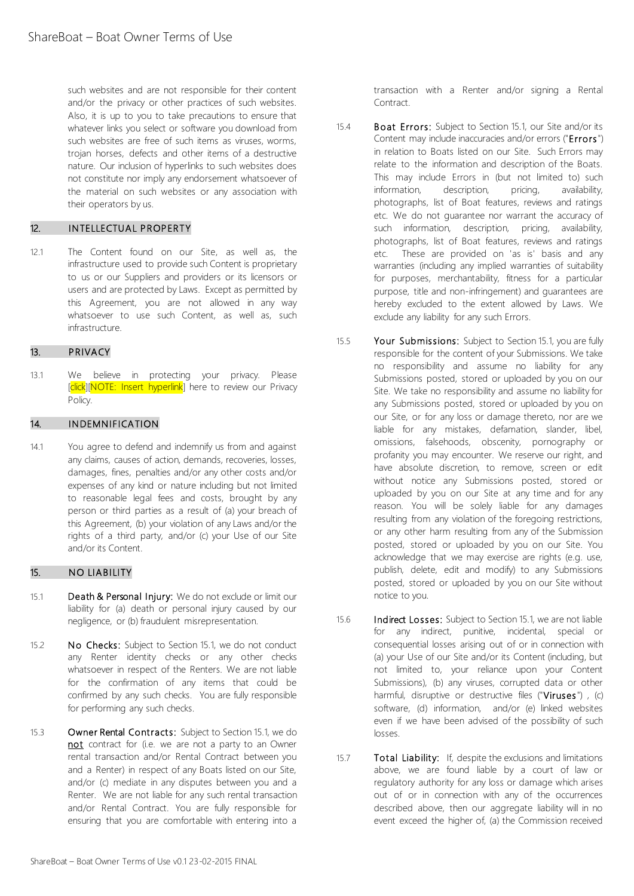such websites and are not responsible for their content and/or the privacy or other practices of such websites. Also, it is up to you to take precautions to ensure that whatever links you select or software you download from such websites are free of such items as viruses, worms, trojan horses, defects and other items of a destructive nature. Our inclusion of hyperlinks to such websites does not constitute nor imply any endorsement whatsoever of the material on such websites or any association with their operators by us.

## 12. INTELLECTUAL PROPERTY

12.1 The Content found on our Site, as well as, the infrastructure used to provide such Content is proprietary to us or our Suppliers and providers or its licensors or users and are protected by Laws. Except as permitted by this Agreement, you are not allowed in any way whatsoever to use such Content, as well as, such infrastructure.

## 13. PRIVACY

13.1 We believe in protecting your privacy. Please [click][NOTE: Insert hyperlink] here to review our Privacy Policy.

## 14. INDEMNIFICATION

14.1 You agree to defend and indemnify us from and against any claims, causes of action, demands, recoveries, losses, damages, fines, penalties and/or any other costs and/or expenses of any kind or nature including but not limited to reasonable legal fees and costs, brought by any person or third parties as a result of (a) your breach of this Agreement, (b) your violation of any Laws and/or the rights of a third party, and/or (c) your Use of our Site and/or its Content.

## 15. NO LIABILITY

15.1 **Death & Personal Injury:** We do not exclude or limit our liability for (a) death or personal injury caused by our negligence, or (b) fraudulent misrepresentation.

15.2 **No Checks:** Subject to Section 15.1, we do not conduct any Renter identity checks or any other checks whatsoever in respect of the Renters. We are not liable for the confirmation of any items that could be confirmed by any such checks. You are fully responsible for performing any such checks.

15.3 **Owner Rental Contracts:** Subject to Section 15.1, we do <u>not</u> contract for (i.e. we are not a party to an Owner rental transaction and/or Rental Contract between you and a Renter) in respect of any Boats listed on our Site, and/or (c) mediate in any disputes between you and a Renter. We are not liable for any such rental transaction and/or Rental Contract. You are fully responsible for ensuring that you are comfortable with entering into a transaction with a Renter and/or signing a Rental Contract.

15.4 **Boat Errors:** Subject to Section 15.1, our Site and/or its Content may include inaccuracies and/or errors ("**Errors**") in relation to Boats listed on our Site. Such Errors may relate to the information and description of the Boats. This may include Errors in (but not limited to) such information, description, pricing, availability, photographs, list of Boat features, reviews and ratings etc. We do not guarantee nor warrant the accuracy of such information, description, pricing, availability, photographs, list of Boat features, reviews and ratings etc. These are provided on 'as is' basis and any warranties (including any implied warranties of suitability for purposes, merchantability, fitness for a particular purpose, title and non-infringement) and guarantees are hereby excluded to the extent allowed by Laws. We exclude any liability for any such Errors.

15.5 **Your Submissions:** Subject to Section 15.1, you are fully responsible for the content of your Submissions. We take no responsibility and assume no liability for any Submissions posted, stored or uploaded by you on our Site. We take no responsibility and assume no liability for any Submissions posted, stored or uploaded by you on our Site, or for any loss or damage thereto, nor are we liable for any mistakes, defamation, slander, libel, omissions, falsehoods, obscenity, pornography or profanity you may encounter. We reserve our right, and have absolute discretion, to remove, screen or edit without notice any Submissions posted, stored or uploaded by you on our Site at any time and for any reason. You will be solely liable for any damages resulting from any violation of the foregoing restrictions, or any other harm resulting from any of the Submission posted, stored or uploaded by you on our Site. You acknowledge that we may exercise are rights (e.g. use, publish, delete, edit and modify) to any Submissions posted, stored or uploaded by you on our Site without notice to you.

15.6 **Indirect Losses:** Subject to Section 15.1, we are not liable for any indirect, punitive, incidental, special or consequential losses arising out of or in connection with (a) your Use of our Site and/or its Content (including, but not limited to, your reliance upon your Content Submissions), (b) any viruses, corrupted data or other harmful, disruptive or destructive files ("**Viruses**") , (c) software, (d) information, and/or (e) linked websites even if we have been advised of the possibility of such losses.

15.7 **Total Liability:** If, despite the exclusions and limitations above, we are found liable by a court of law or regulatory authority for any loss or damage which arises out of or in connection with any of the occurrences described above, then our aggregate liability will in no event exceed the higher of, (a) the Commission received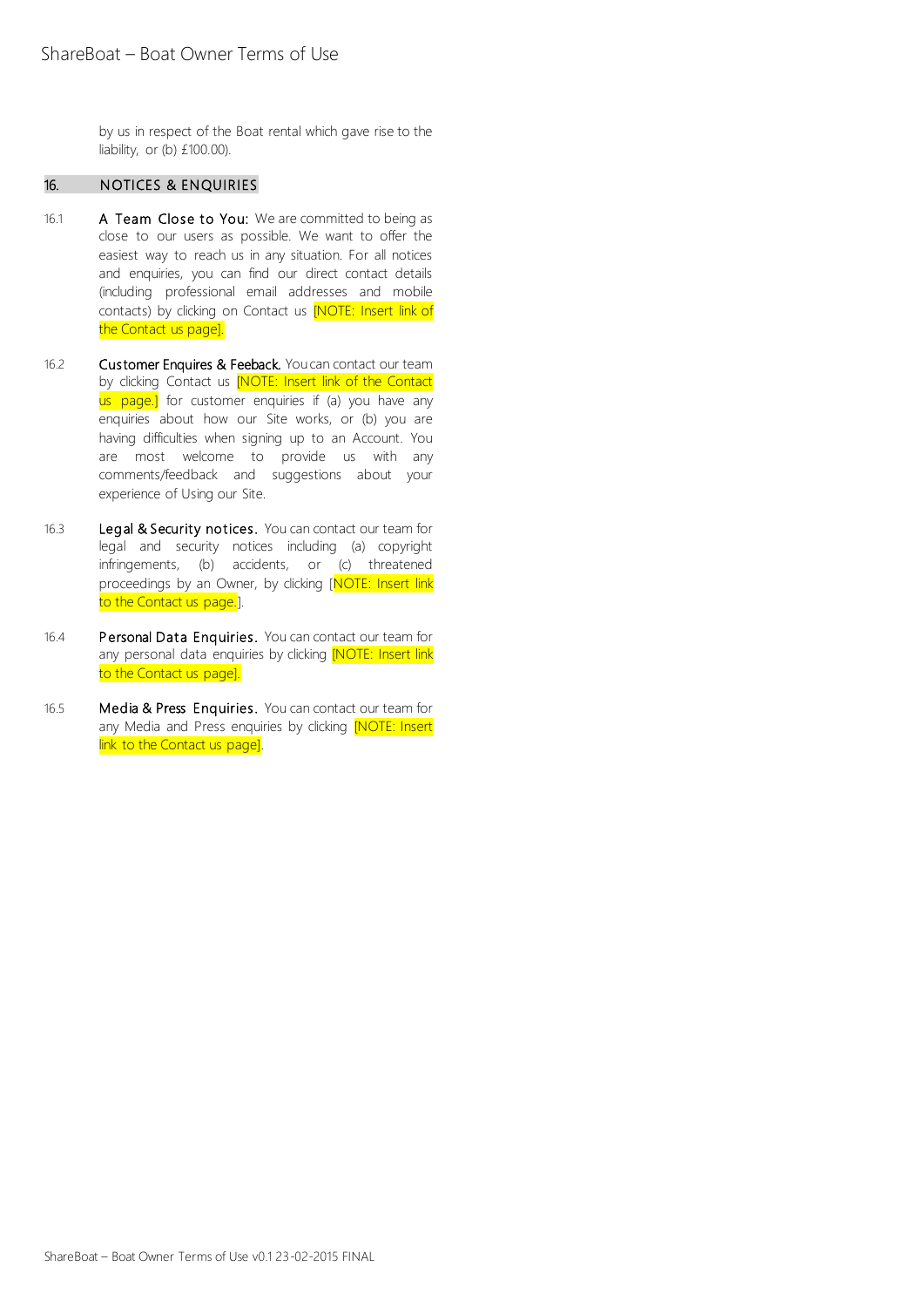by us in respect of the Boat rental which gave rise to the liability, or (b) £100.00).

## 16. NOTICES & ENQUIRIES

16.1 **A Team Close to You:** We are committed to being as close to our users as possible. We want to offer the easiest way to reach us in any situation. For all notices and enquiries, you can find our direct contact details (including professional email addresses and mobile contacts) by clicking on Contact us [NOTE: Insert link of the Contact us page].

16.2 **Customer Enquires & Feeback.** You can contact our team by clicking Contact us [NOTE: Insert link of the Contact us page.] for customer enquiries if (a) you have any enquiries about how our Site works, or (b) you are having difficulties when signing up to an Account. You are most welcome to provide us with any comments/feedback and suggestions about your experience of Using our Site.

16.3 **Legal & Security notices.** You can contact our team for legal and security notices including (a) copyright infringements, (b) accidents, or (c) threatened proceedings by an Owner, by clicking [NOTE: Insert link to the Contact us page.].

16.4 **Personal Data Enquiries.** You can contact our team for any personal data enquiries by clicking [NOTE: Insert link to the Contact us page].

16.5 **Media & Press Enquiries.** You can contact our team for any Media and Press enquiries by clicking [NOTE: Insert link to the Contact us page].